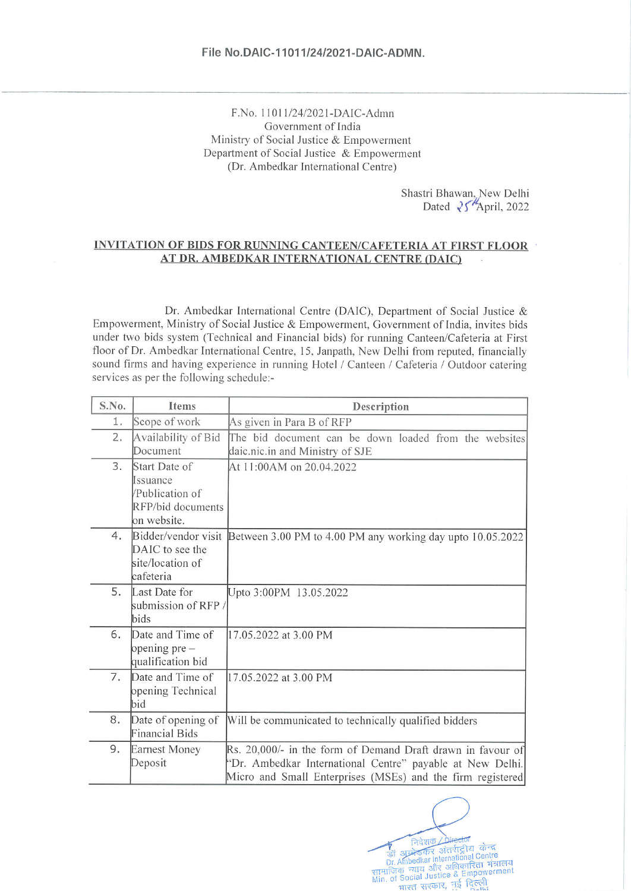File No.DAIC-11011/24/2021-DAIC-ADMN.

F.No. 11011/24/2021-DAIC-Admn
Government of India
Ministry of Social Justice & Empowerment
Department of Social Justice & Empowerment
(Dr. Ambedkar International Centre)

Shastri Bhawan, New Delhi
Dated 25th April, 2022

**INVITATION OF BIDS FOR RUNNING CANTEEN/CAFETERIA AT FIRST FLOOR AT DR. AMBEDKAR INTERNATIONAL CENTRE (DAIC)**

Dr. Ambedkar International Centre (DAIC), Department of Social Justice & Empowerment, Ministry of Social Justice & Empowerment, Government of India, invites bids under two bids system (Technical and Financial bids) for running Canteen/Cafeteria at First floor of Dr. Ambedkar International Centre, 15, Janpath, New Delhi from reputed, financially sound firms and having experience in running Hotel / Canteen / Cafeteria / Outdoor catering services as per the following schedule:-

| S.No. | Items | Description |
|---|---|---|
| 1. | Scope of work | As given in Para B of RFP |
| 2. | Availability of Bid Document | The bid document can be down loaded from the websites daic.nic.in and Ministry of SJE |
| 3. | Start Date of Issuance /Publication of RFP/bid documents on website. | At 11:00AM on 20.04.2022 |
| 4. | Bidder/vendor visit DAIC to see the site/location of cafeteria | Between 3.00 PM to 4.00 PM any working day upto 10.05.2022 |
| 5. | Last Date for submission of RFP / bids | Upto 3:00PM 13.05.2022 |
| 6. | Date and Time of opening pre – qualification bid | 17.05.2022 at 3.00 PM |
| 7. | Date and Time of opening Technical bid | 17.05.2022 at 3.00 PM |
| 8. | Date of opening of Financial Bids | Will be communicated to technically qualified bidders |
| 9. | Earnest Money Deposit | Rs. 20,000/- in the form of Demand Draft drawn in favour of "Dr. Ambedkar International Centre" payable at New Delhi. Micro and Small Enterprises (MSEs) and the firm registered |

निदेशक / Director
डॉ. अम्बेडकर अंतर्राष्ट्रीय केन्द्र
Dr. Ambedkar International Centre
सामाजिक न्याय और अधिकारिता मंत्रालय
Min. of Social Justice & Empowerment
भारत सरकार, नई दिल्ली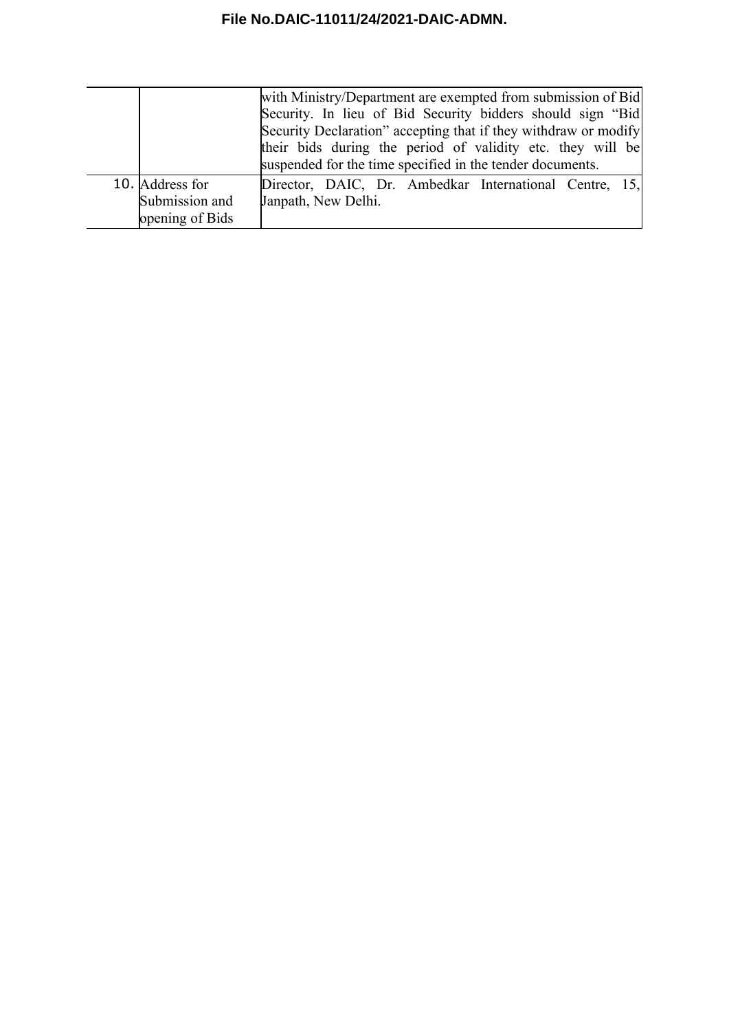|  |  |  |
|---|---|---|
|  |  | with Ministry/Department are exempted from submission of Bid Security. In lieu of Bid Security bidders should sign “Bid Security Declaration” accepting that if they withdraw or modify their bids during the period of validity etc. they will be suspended for the time specified in the tender documents. |
| 10. | Address for Submission and opening of Bids | Director, DAIC, Dr. Ambedkar International Centre, 15, Janpath, New Delhi. |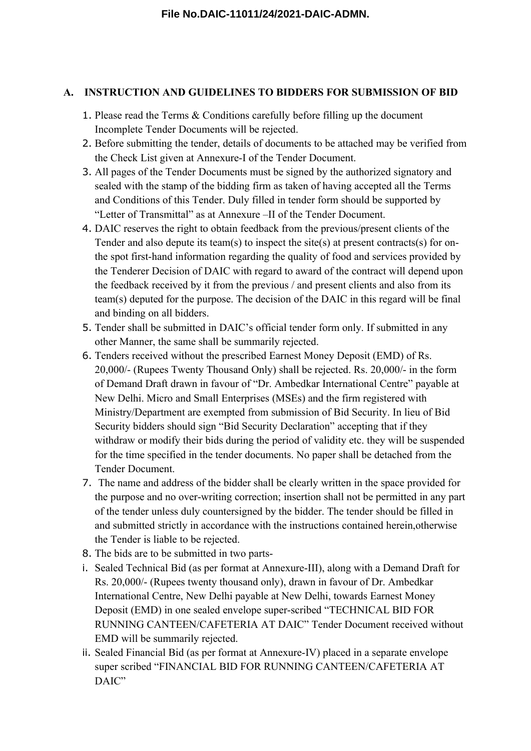## A. INSTRUCTION AND GUIDELINES TO BIDDERS FOR SUBMISSION OF BID

1. Please read the Terms & Conditions carefully before filling up the document Incomplete Tender Documents will be rejected.
2. Before submitting the tender, details of documents to be attached may be verified from the Check List given at Annexure-I of the Tender Document.
3. All pages of the Tender Documents must be signed by the authorized signatory and sealed with the stamp of the bidding firm as taken of having accepted all the Terms and Conditions of this Tender. Duly filled in tender form should be supported by "Letter of Transmittal" as at Annexure –II of the Tender Document.
4. DAIC reserves the right to obtain feedback from the previous/present clients of the Tender and also depute its team(s) to inspect the site(s) at present contracts(s) for on-the spot first-hand information regarding the quality of food and services provided by the Tenderer Decision of DAIC with regard to award of the contract will depend upon the feedback received by it from the previous / and present clients and also from its team(s) deputed for the purpose. The decision of the DAIC in this regard will be final and binding on all bidders.
5. Tender shall be submitted in DAIC's official tender form only. If submitted in any other Manner, the same shall be summarily rejected.
6. Tenders received without the prescribed Earnest Money Deposit (EMD) of Rs. 20,000/- (Rupees Twenty Thousand Only) shall be rejected. Rs. 20,000/- in the form of Demand Draft drawn in favour of "Dr. Ambedkar International Centre" payable at New Delhi. Micro and Small Enterprises (MSEs) and the firm registered with Ministry/Department are exempted from submission of Bid Security. In lieu of Bid Security bidders should sign "Bid Security Declaration" accepting that if they withdraw or modify their bids during the period of validity etc. they will be suspended for the time specified in the tender documents. No paper shall be detached from the Tender Document.
7. The name and address of the bidder shall be clearly written in the space provided for the purpose and no over-writing correction; insertion shall not be permitted in any part of the tender unless duly countersigned by the bidder. The tender should be filled in and submitted strictly in accordance with the instructions contained herein,otherwise the Tender is liable to be rejected.
8. The bids are to be submitted in two parts-

i. Sealed Technical Bid (as per format at Annexure-III), along with a Demand Draft for Rs. 20,000/- (Rupees twenty thousand only), drawn in favour of Dr. Ambedkar International Centre, New Delhi payable at New Delhi, towards Earnest Money Deposit (EMD) in one sealed envelope super-scribed "TECHNICAL BID FOR RUNNING CANTEEN/CAFETERIA AT DAIC" Tender Document received without EMD will be summarily rejected.

ii. Sealed Financial Bid (as per format at Annexure-IV) placed in a separate envelope super scribed "FINANCIAL BID FOR RUNNING CANTEEN/CAFETERIA AT DAIC"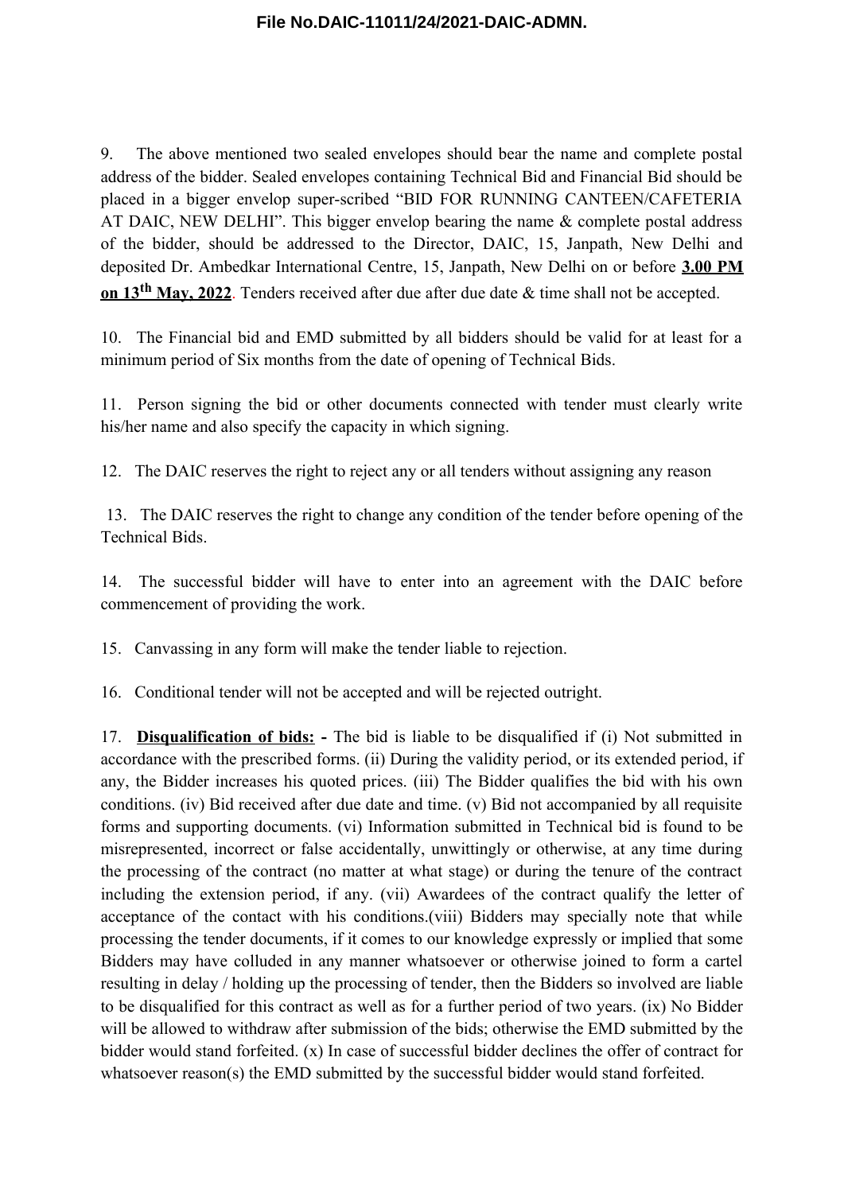9. The above mentioned two sealed envelopes should bear the name and complete postal address of the bidder. Sealed envelopes containing Technical Bid and Financial Bid should be placed in a bigger envelop super-scribed "BID FOR RUNNING CANTEEN/CAFETERIA AT DAIC, NEW DELHI". This bigger envelop bearing the name & complete postal address of the bidder, should be addressed to the Director, DAIC, 15, Janpath, New Delhi and deposited Dr. Ambedkar International Centre, 15, Janpath, New Delhi on or before **3.00 PM on 13th May, 2022**. Tenders received after due after due date & time shall not be accepted.

10. The Financial bid and EMD submitted by all bidders should be valid for at least for a minimum period of Six months from the date of opening of Technical Bids.

11. Person signing the bid or other documents connected with tender must clearly write his/her name and also specify the capacity in which signing.

12. The DAIC reserves the right to reject any or all tenders without assigning any reason

13. The DAIC reserves the right to change any condition of the tender before opening of the Technical Bids.

14. The successful bidder will have to enter into an agreement with the DAIC before commencement of providing the work.

15. Canvassing in any form will make the tender liable to rejection.

16. Conditional tender will not be accepted and will be rejected outright.

17. **Disqualification of bids: -** The bid is liable to be disqualified if (i) Not submitted in accordance with the prescribed forms. (ii) During the validity period, or its extended period, if any, the Bidder increases his quoted prices. (iii) The Bidder qualifies the bid with his own conditions. (iv) Bid received after due date and time. (v) Bid not accompanied by all requisite forms and supporting documents. (vi) Information submitted in Technical bid is found to be misrepresented, incorrect or false accidentally, unwittingly or otherwise, at any time during the processing of the contract (no matter at what stage) or during the tenure of the contract including the extension period, if any. (vii) Awardees of the contract qualify the letter of acceptance of the contact with his conditions.(viii) Bidders may specially note that while processing the tender documents, if it comes to our knowledge expressly or implied that some Bidders may have colluded in any manner whatsoever or otherwise joined to form a cartel resulting in delay / holding up the processing of tender, then the Bidders so involved are liable to be disqualified for this contract as well as for a further period of two years. (ix) No Bidder will be allowed to withdraw after submission of the bids; otherwise the EMD submitted by the bidder would stand forfeited. (x) In case of successful bidder declines the offer of contract for whatsoever reason(s) the EMD submitted by the successful bidder would stand forfeited.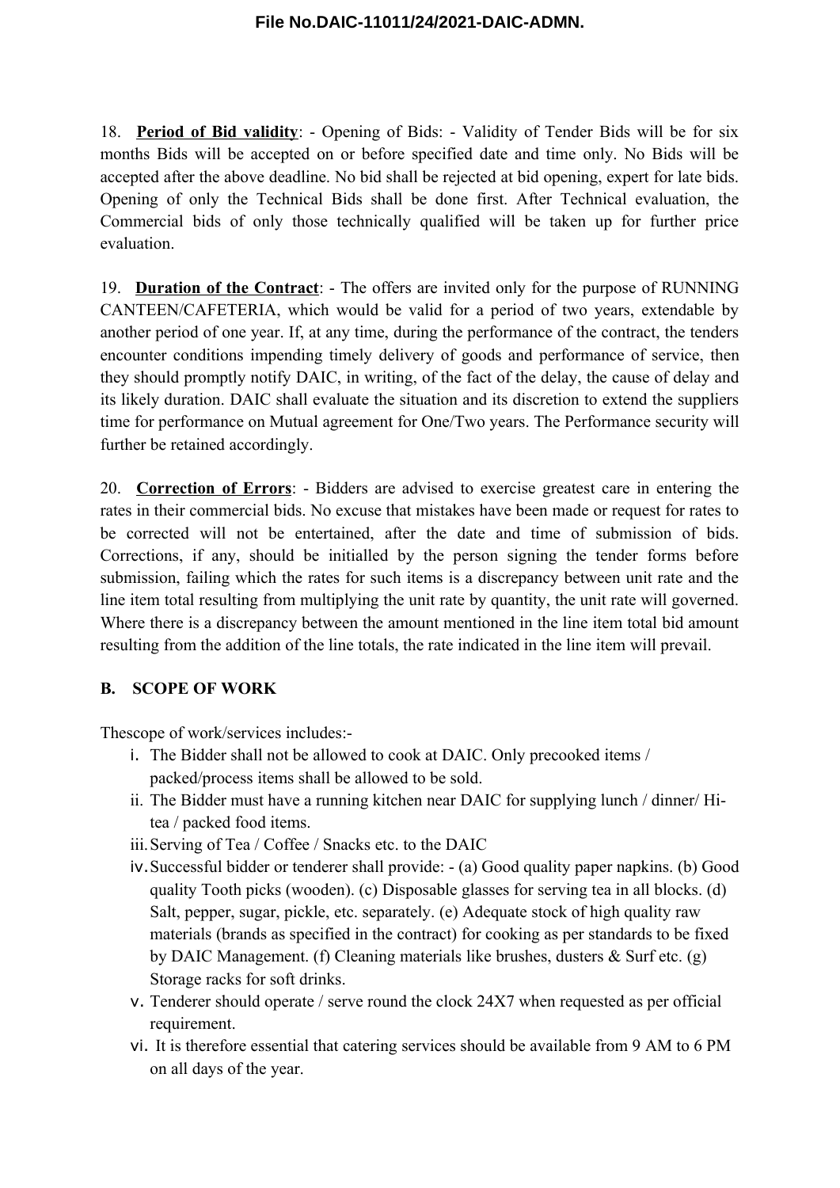18. **Period of Bid validity**: - Opening of Bids: - Validity of Tender Bids will be for six months Bids will be accepted on or before specified date and time only. No Bids will be accepted after the above deadline. No bid shall be rejected at bid opening, expert for late bids. Opening of only the Technical Bids shall be done first. After Technical evaluation, the Commercial bids of only those technically qualified will be taken up for further price evaluation.

19. **Duration of the Contract**: - The offers are invited only for the purpose of RUNNING CANTEEN/CAFETERIA, which would be valid for a period of two years, extendable by another period of one year. If, at any time, during the performance of the contract, the tenders encounter conditions impending timely delivery of goods and performance of service, then they should promptly notify DAIC, in writing, of the fact of the delay, the cause of delay and its likely duration. DAIC shall evaluate the situation and its discretion to extend the suppliers time for performance on Mutual agreement for One/Two years. The Performance security will further be retained accordingly.

20. **Correction of Errors**: - Bidders are advised to exercise greatest care in entering the rates in their commercial bids. No excuse that mistakes have been made or request for rates to be corrected will not be entertained, after the date and time of submission of bids. Corrections, if any, should be initialled by the person signing the tender forms before submission, failing which the rates for such items is a discrepancy between unit rate and the line item total resulting from multiplying the unit rate by quantity, the unit rate will governed. Where there is a discrepancy between the amount mentioned in the line item total bid amount resulting from the addition of the line totals, the rate indicated in the line item will prevail.

## B. SCOPE OF WORK

Thescope of work/services includes:-

i. The Bidder shall not be allowed to cook at DAIC. Only precooked items / packed/process items shall be allowed to be sold.
ii. The Bidder must have a running kitchen near DAIC for supplying lunch / dinner/ Hi-tea / packed food items.
iii. Serving of Tea / Coffee / Snacks etc. to the DAIC
iv. Successful bidder or tenderer shall provide: - (a) Good quality paper napkins. (b) Good quality Tooth picks (wooden). (c) Disposable glasses for serving tea in all blocks. (d) Salt, pepper, sugar, pickle, etc. separately. (e) Adequate stock of high quality raw materials (brands as specified in the contract) for cooking as per standards to be fixed by DAIC Management. (f) Cleaning materials like brushes, dusters & Surf etc. (g) Storage racks for soft drinks.
v. Tenderer should operate / serve round the clock 24X7 when requested as per official requirement.
vi. It is therefore essential that catering services should be available from 9 AM to 6 PM on all days of the year.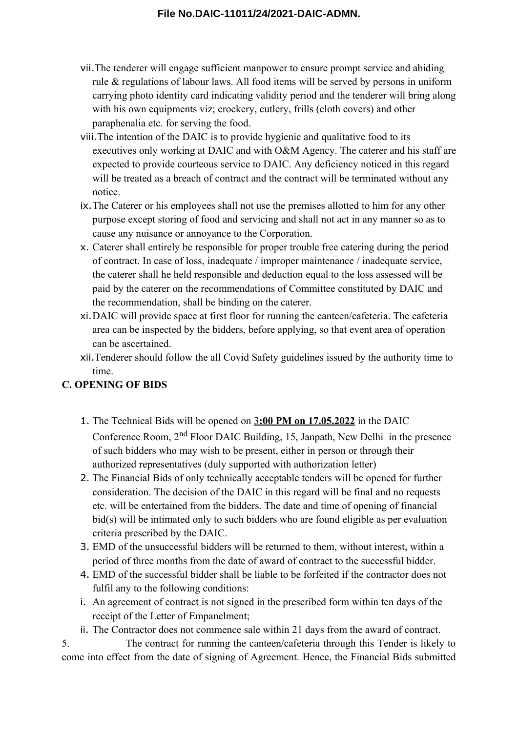vii. The tenderer will engage sufficient manpower to ensure prompt service and abiding rule & regulations of labour laws. All food items will be served by persons in uniform carrying photo identity card indicating validity period and the tenderer will bring along with his own equipments viz; crockery, cutlery, frills (cloth covers) and other paraphenalia etc. for serving the food.

viii. The intention of the DAIC is to provide hygienic and qualitative food to its executives only working at DAIC and with O&M Agency. The caterer and his staff are expected to provide courteous service to DAIC. Any deficiency noticed in this regard will be treated as a breach of contract and the contract will be terminated without any notice.

ix. The Caterer or his employees shall not use the premises allotted to him for any other purpose except storing of food and servicing and shall not act in any manner so as to cause any nuisance or annoyance to the Corporation.

x. Caterer shall entirely be responsible for proper trouble free catering during the period of contract. In case of loss, inadequate / improper maintenance / inadequate service, the caterer shall he held responsible and deduction equal to the loss assessed will be paid by the caterer on the recommendations of Committee constituted by DAIC and the recommendation, shall be binding on the caterer.

xi. DAIC will provide space at first floor for running the canteen/cafeteria. The cafeteria area can be inspected by the bidders, before applying, so that event area of operation can be ascertained.

xii. Tenderer should follow the all Covid Safety guidelines issued by the authority time to time.

**C. OPENING OF BIDS**

1. The Technical Bids will be opened on **3:00 PM on 17.05.2022** in the DAIC Conference Room, 2nd Floor DAIC Building, 15, Janpath, New Delhi in the presence of such bidders who may wish to be present, either in person or through their authorized representatives (duly supported with authorization letter)
2. The Financial Bids of only technically acceptable tenders will be opened for further consideration. The decision of the DAIC in this regard will be final and no requests etc. will be entertained from the bidders. The date and time of opening of financial bid(s) will be intimated only to such bidders who are found eligible as per evaluation criteria prescribed by the DAIC.
3. EMD of the unsuccessful bidders will be returned to them, without interest, within a period of three months from the date of award of contract to the successful bidder.
4. EMD of the successful bidder shall be liable to be forfeited if the contractor does not fulfil any to the following conditions:

i. An agreement of contract is not signed in the prescribed form within ten days of the receipt of the Letter of Empanelment;

ii. The Contractor does not commence sale within 21 days from the award of contract.

5. The contract for running the canteen/cafeteria through this Tender is likely to come into effect from the date of signing of Agreement. Hence, the Financial Bids submitted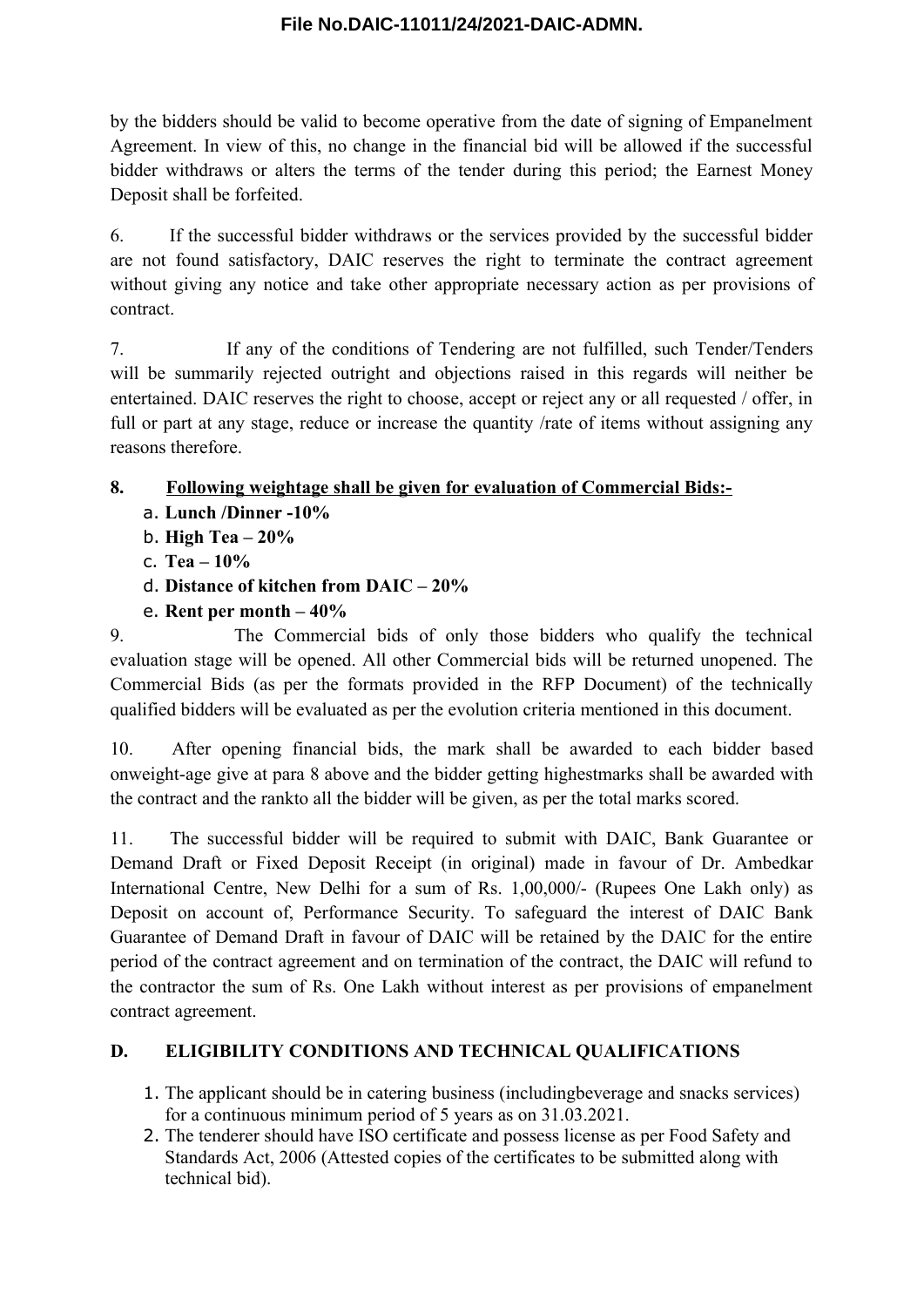by the bidders should be valid to become operative from the date of signing of Empanelment Agreement. In view of this, no change in the financial bid will be allowed if the successful bidder withdraws or alters the terms of the tender during this period; the Earnest Money Deposit shall be forfeited.

6. If the successful bidder withdraws or the services provided by the successful bidder are not found satisfactory, DAIC reserves the right to terminate the contract agreement without giving any notice and take other appropriate necessary action as per provisions of contract.

7. If any of the conditions of Tendering are not fulfilled, such Tender/Tenders will be summarily rejected outright and objections raised in this regards will neither be entertained. DAIC reserves the right to choose, accept or reject any or all requested / offer, in full or part at any stage, reduce or increase the quantity /rate of items without assigning any reasons therefore.

**8. <u>Following weightage shall be given for evaluation of Commercial Bids:-</u>**

a. **Lunch /Dinner -10%**
b. **High Tea – 20%**
c. **Tea – 10%**
d. **Distance of kitchen from DAIC – 20%**
e. **Rent per month – 40%**

9. The Commercial bids of only those bidders who qualify the technical evaluation stage will be opened. All other Commercial bids will be returned unopened. The Commercial Bids (as per the formats provided in the RFP Document) of the technically qualified bidders will be evaluated as per the evolution criteria mentioned in this document.

10. After opening financial bids, the mark shall be awarded to each bidder based onweight-age give at para 8 above and the bidder getting highestmarks shall be awarded with the contract and the rankto all the bidder will be given, as per the total marks scored.

11. The successful bidder will be required to submit with DAIC, Bank Guarantee or Demand Draft or Fixed Deposit Receipt (in original) made in favour of Dr. Ambedkar International Centre, New Delhi for a sum of Rs. 1,00,000/- (Rupees One Lakh only) as Deposit on account of, Performance Security. To safeguard the interest of DAIC Bank Guarantee of Demand Draft in favour of DAIC will be retained by the DAIC for the entire period of the contract agreement and on termination of the contract, the DAIC will refund to the contractor the sum of Rs. One Lakh without interest as per provisions of empanelment contract agreement.

## D. ELIGIBILITY CONDITIONS AND TECHNICAL QUALIFICATIONS

1. The applicant should be in catering business (includingbeverage and snacks services) for a continuous minimum period of 5 years as on 31.03.2021.
2. The tenderer should have ISO certificate and possess license as per Food Safety and Standards Act, 2006 (Attested copies of the certificates to be submitted along with technical bid).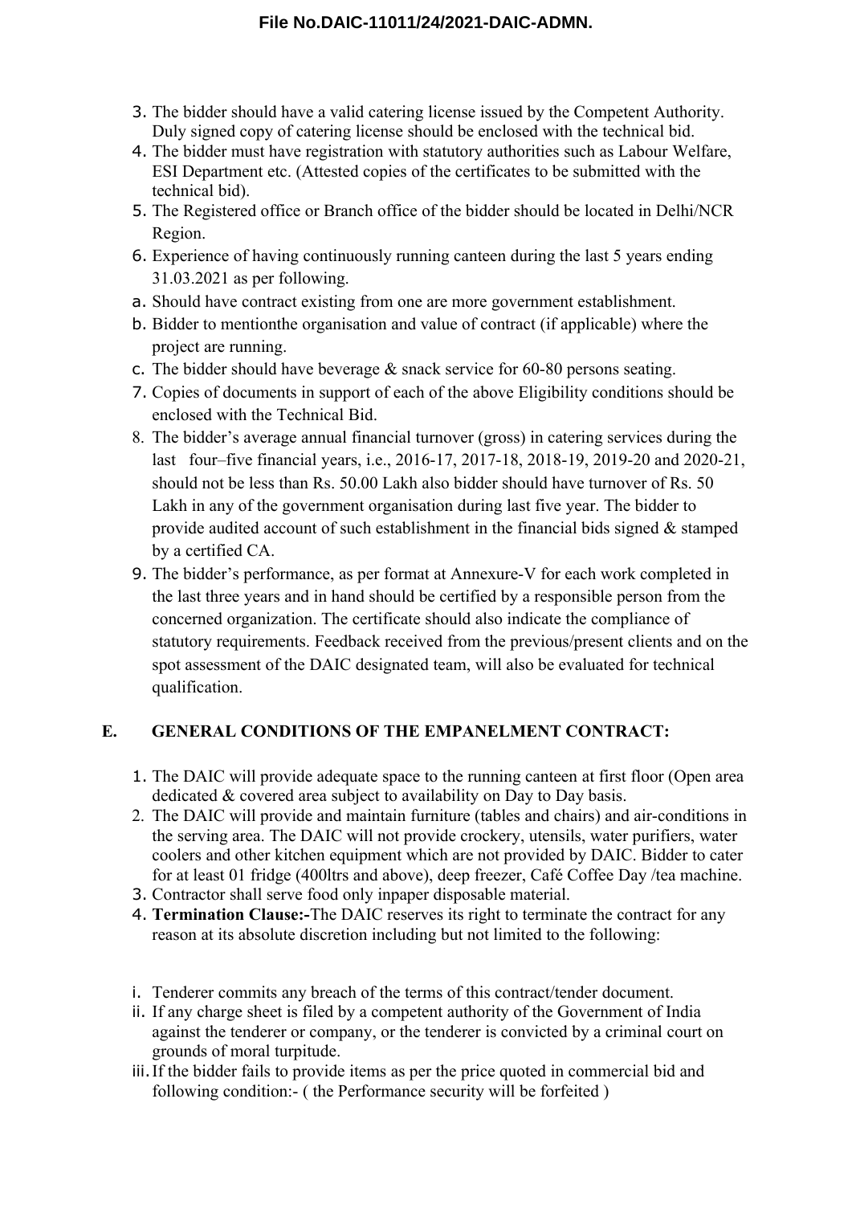3. The bidder should have a valid catering license issued by the Competent Authority. Duly signed copy of catering license should be enclosed with the technical bid.
4. The bidder must have registration with statutory authorities such as Labour Welfare, ESI Department etc. (Attested copies of the certificates to be submitted with the technical bid).
5. The Registered office or Branch office of the bidder should be located in Delhi/NCR Region.
6. Experience of having continuously running canteen during the last 5 years ending 31.03.2021 as per following.

a. Should have contract existing from one are more government establishment.

b. Bidder to mentionthe organisation and value of contract (if applicable) where the project are running.

c. The bidder should have beverage & snack service for 60-80 persons seating.

7. Copies of documents in support of each of the above Eligibility conditions should be enclosed with the Technical Bid.
8. The bidder's average annual financial turnover (gross) in catering services during the last four–five financial years, i.e., 2016-17, 2017-18, 2018-19, 2019-20 and 2020-21, should not be less than Rs. 50.00 Lakh also bidder should have turnover of Rs. 50 Lakh in any of the government organisation during last five year. The bidder to provide audited account of such establishment in the financial bids signed & stamped by a certified CA.
9. The bidder's performance, as per format at Annexure-V for each work completed in the last three years and in hand should be certified by a responsible person from the concerned organization. The certificate should also indicate the compliance of statutory requirements. Feedback received from the previous/present clients and on the spot assessment of the DAIC designated team, will also be evaluated for technical qualification.

## E. GENERAL CONDITIONS OF THE EMPANELMENT CONTRACT:

1. The DAIC will provide adequate space to the running canteen at first floor (Open area dedicated & covered area subject to availability on Day to Day basis.
2. The DAIC will provide and maintain furniture (tables and chairs) and air-conditions in the serving area. The DAIC will not provide crockery, utensils, water purifiers, water coolers and other kitchen equipment which are not provided by DAIC. Bidder to cater for at least 01 fridge (400ltrs and above), deep freezer, Café Coffee Day /tea machine.
3. Contractor shall serve food only inpaper disposable material.
4. **Termination Clause:-**The DAIC reserves its right to terminate the contract for any reason at its absolute discretion including but not limited to the following:

i. Tenderer commits any breach of the terms of this contract/tender document.

ii. If any charge sheet is filed by a competent authority of the Government of India against the tenderer or company, or the tenderer is convicted by a criminal court on grounds of moral turpitude.

iii. If the bidder fails to provide items as per the price quoted in commercial bid and following condition:- ( the Performance security will be forfeited )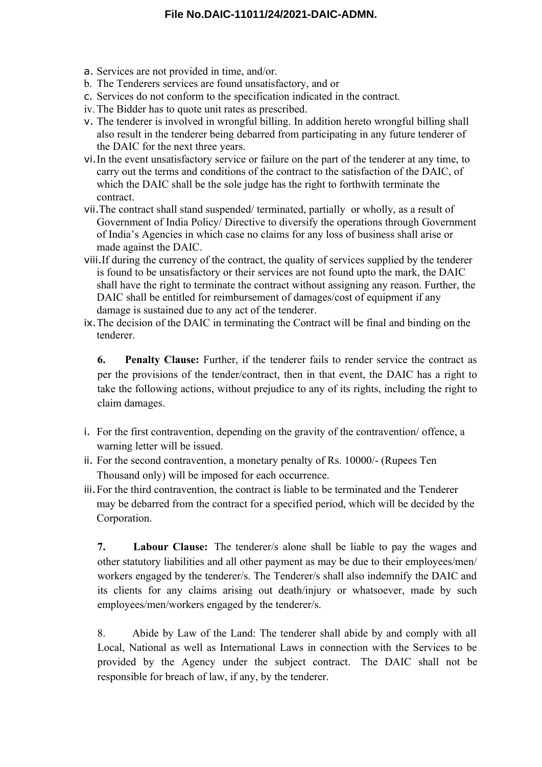a. Services are not provided in time, and/or.
b. The Tenderers services are found unsatisfactory, and or
c. Services do not conform to the specification indicated in the contract.
iv. The Bidder has to quote unit rates as prescribed.
v. The tenderer is involved in wrongful billing. In addition hereto wrongful billing shall also result in the tenderer being debarred from participating in any future tenderer of the DAIC for the next three years.
vi. In the event unsatisfactory service or failure on the part of the tenderer at any time, to carry out the terms and conditions of the contract to the satisfaction of the DAIC, of which the DAIC shall be the sole judge has the right to forthwith terminate the contract.
vii. The contract shall stand suspended/ terminated, partially or wholly, as a result of Government of India Policy/ Directive to diversify the operations through Government of India's Agencies in which case no claims for any loss of business shall arise or made against the DAIC.
viii. If during the currency of the contract, the quality of services supplied by the tenderer is found to be unsatisfactory or their services are not found upto the mark, the DAIC shall have the right to terminate the contract without assigning any reason. Further, the DAIC shall be entitled for reimbursement of damages/cost of equipment if any damage is sustained due to any act of the tenderer.
ix. The decision of the DAIC in terminating the Contract will be final and binding on the tenderer.

**6. Penalty Clause:** Further, if the tenderer fails to render service the contract as per the provisions of the tender/contract, then in that event, the DAIC has a right to take the following actions, without prejudice to any of its rights, including the right to claim damages.

i. For the first contravention, depending on the gravity of the contravention/ offence, a warning letter will be issued.
ii. For the second contravention, a monetary penalty of Rs. 10000/- (Rupees Ten Thousand only) will be imposed for each occurrence.
iii. For the third contravention, the contract is liable to be terminated and the Tenderer may be debarred from the contract for a specified period, which will be decided by the Corporation.

**7. Labour Clause:** The tenderer/s alone shall be liable to pay the wages and other statutory liabilities and all other payment as may be due to their employees/men/ workers engaged by the tenderer/s. The Tenderer/s shall also indemnify the DAIC and its clients for any claims arising out death/injury or whatsoever, made by such employees/men/workers engaged by the tenderer/s.

8. Abide by Law of the Land: The tenderer shall abide by and comply with all Local, National as well as International Laws in connection with the Services to be provided by the Agency under the subject contract. The DAIC shall not be responsible for breach of law, if any, by the tenderer.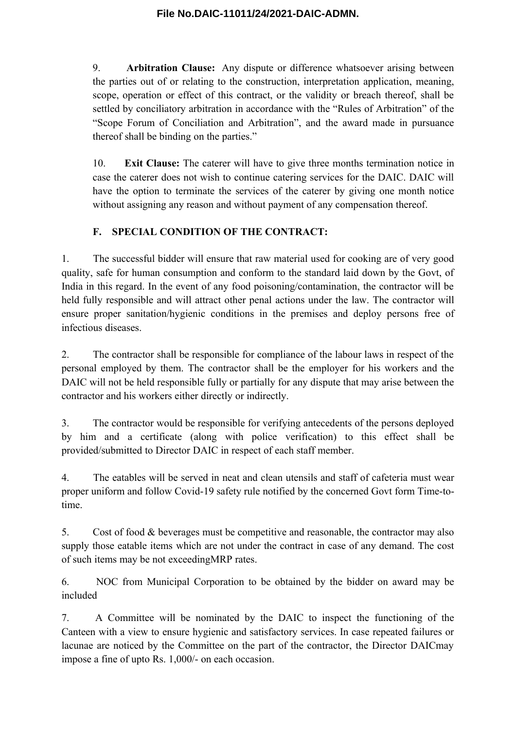9. **Arbitration Clause:** Any dispute or difference whatsoever arising between the parties out of or relating to the construction, interpretation application, meaning, scope, operation or effect of this contract, or the validity or breach thereof, shall be settled by conciliatory arbitration in accordance with the "Rules of Arbitration" of the "Scope Forum of Conciliation and Arbitration", and the award made in pursuance thereof shall be binding on the parties."

10. **Exit Clause:** The caterer will have to give three months termination notice in case the caterer does not wish to continue catering services for the DAIC. DAIC will have the option to terminate the services of the caterer by giving one month notice without assigning any reason and without payment of any compensation thereof.

**F. SPECIAL CONDITION OF THE CONTRACT:**

1. The successful bidder will ensure that raw material used for cooking are of very good quality, safe for human consumption and conform to the standard laid down by the Govt, of India in this regard. In the event of any food poisoning/contamination, the contractor will be held fully responsible and will attract other penal actions under the law. The contractor will ensure proper sanitation/hygienic conditions in the premises and deploy persons free of infectious diseases.

2. The contractor shall be responsible for compliance of the labour laws in respect of the personal employed by them. The contractor shall be the employer for his workers and the DAIC will not be held responsible fully or partially for any dispute that may arise between the contractor and his workers either directly or indirectly.

3. The contractor would be responsible for verifying antecedents of the persons deployed by him and a certificate (along with police verification) to this effect shall be provided/submitted to Director DAIC in respect of each staff member.

4. The eatables will be served in neat and clean utensils and staff of cafeteria must wear proper uniform and follow Covid-19 safety rule notified by the concerned Govt form Time-to-time.

5. Cost of food & beverages must be competitive and reasonable, the contractor may also supply those eatable items which are not under the contract in case of any demand. The cost of such items may be not exceedingMRP rates.

6. NOC from Municipal Corporation to be obtained by the bidder on award may be included

7. A Committee will be nominated by the DAIC to inspect the functioning of the Canteen with a view to ensure hygienic and satisfactory services. In case repeated failures or lacunae are noticed by the Committee on the part of the contractor, the Director DAICmay impose a fine of upto Rs. 1,000/- on each occasion.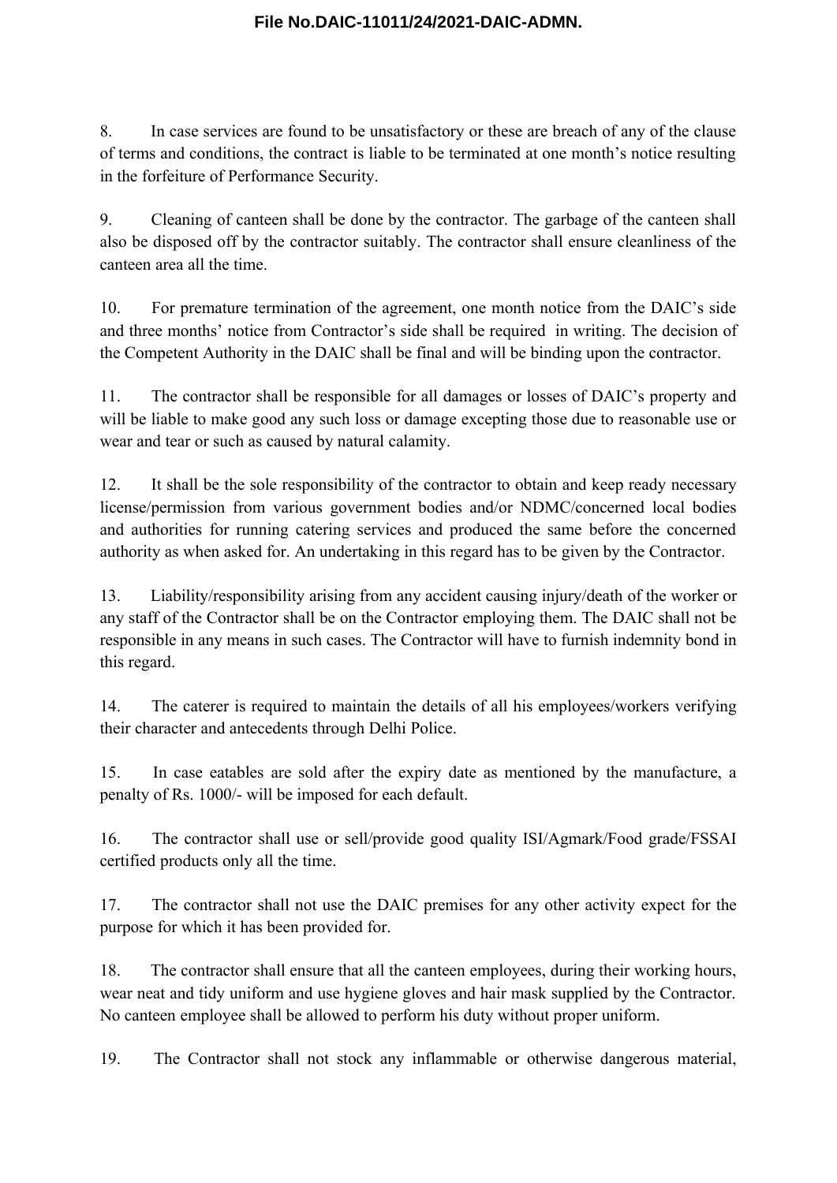8. In case services are found to be unsatisfactory or these are breach of any of the clause of terms and conditions, the contract is liable to be terminated at one month's notice resulting in the forfeiture of Performance Security.

9. Cleaning of canteen shall be done by the contractor. The garbage of the canteen shall also be disposed off by the contractor suitably. The contractor shall ensure cleanliness of the canteen area all the time.

10. For premature termination of the agreement, one month notice from the DAIC's side and three months' notice from Contractor's side shall be required in writing. The decision of the Competent Authority in the DAIC shall be final and will be binding upon the contractor.

11. The contractor shall be responsible for all damages or losses of DAIC's property and will be liable to make good any such loss or damage excepting those due to reasonable use or wear and tear or such as caused by natural calamity.

12. It shall be the sole responsibility of the contractor to obtain and keep ready necessary license/permission from various government bodies and/or NDMC/concerned local bodies and authorities for running catering services and produced the same before the concerned authority as when asked for. An undertaking in this regard has to be given by the Contractor.

13. Liability/responsibility arising from any accident causing injury/death of the worker or any staff of the Contractor shall be on the Contractor employing them. The DAIC shall not be responsible in any means in such cases. The Contractor will have to furnish indemnity bond in this regard.

14. The caterer is required to maintain the details of all his employees/workers verifying their character and antecedents through Delhi Police.

15. In case eatables are sold after the expiry date as mentioned by the manufacture, a penalty of Rs. 1000/- will be imposed for each default.

16. The contractor shall use or sell/provide good quality ISI/Agmark/Food grade/FSSAI certified products only all the time.

17. The contractor shall not use the DAIC premises for any other activity expect for the purpose for which it has been provided for.

18. The contractor shall ensure that all the canteen employees, during their working hours, wear neat and tidy uniform and use hygiene gloves and hair mask supplied by the Contractor. No canteen employee shall be allowed to perform his duty without proper uniform.

19. The Contractor shall not stock any inflammable or otherwise dangerous material,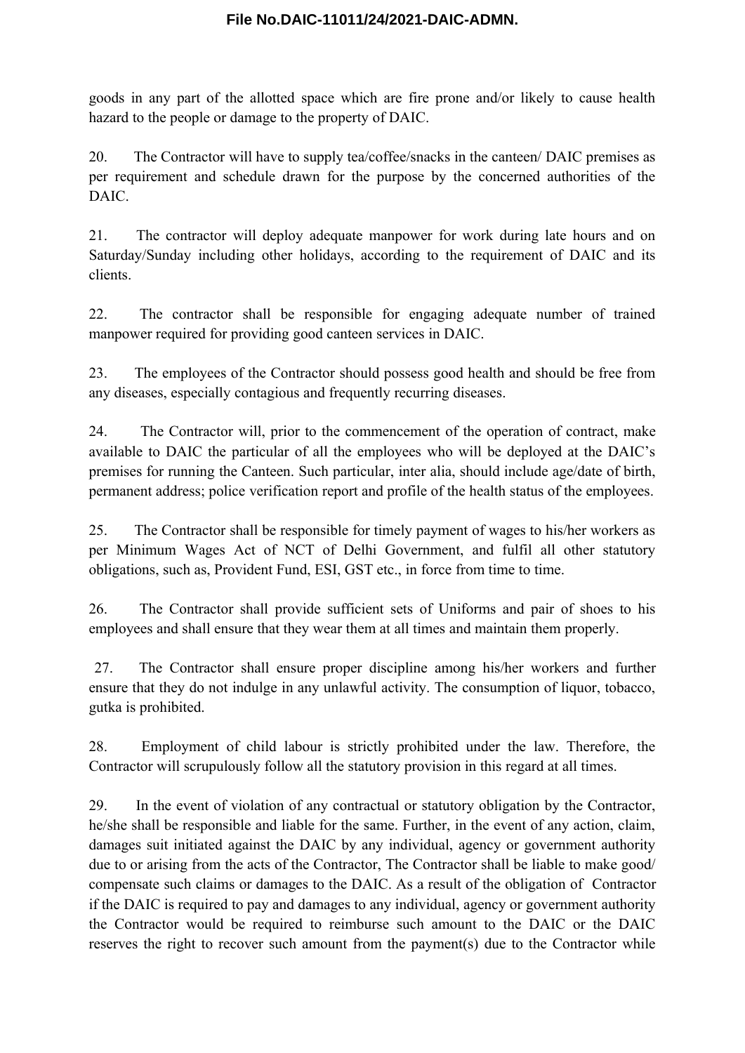goods in any part of the allotted space which are fire prone and/or likely to cause health hazard to the people or damage to the property of DAIC.

20. The Contractor will have to supply tea/coffee/snacks in the canteen/ DAIC premises as per requirement and schedule drawn for the purpose by the concerned authorities of the DAIC.

21. The contractor will deploy adequate manpower for work during late hours and on Saturday/Sunday including other holidays, according to the requirement of DAIC and its clients.

22. The contractor shall be responsible for engaging adequate number of trained manpower required for providing good canteen services in DAIC.

23. The employees of the Contractor should possess good health and should be free from any diseases, especially contagious and frequently recurring diseases.

24. The Contractor will, prior to the commencement of the operation of contract, make available to DAIC the particular of all the employees who will be deployed at the DAIC's premises for running the Canteen. Such particular, inter alia, should include age/date of birth, permanent address; police verification report and profile of the health status of the employees.

25. The Contractor shall be responsible for timely payment of wages to his/her workers as per Minimum Wages Act of NCT of Delhi Government, and fulfil all other statutory obligations, such as, Provident Fund, ESI, GST etc., in force from time to time.

26. The Contractor shall provide sufficient sets of Uniforms and pair of shoes to his employees and shall ensure that they wear them at all times and maintain them properly.

27. The Contractor shall ensure proper discipline among his/her workers and further ensure that they do not indulge in any unlawful activity. The consumption of liquor, tobacco, gutka is prohibited.

28. Employment of child labour is strictly prohibited under the law. Therefore, the Contractor will scrupulously follow all the statutory provision in this regard at all times.

29. In the event of violation of any contractual or statutory obligation by the Contractor, he/she shall be responsible and liable for the same. Further, in the event of any action, claim, damages suit initiated against the DAIC by any individual, agency or government authority due to or arising from the acts of the Contractor, The Contractor shall be liable to make good/ compensate such claims or damages to the DAIC. As a result of the obligation of Contractor if the DAIC is required to pay and damages to any individual, agency or government authority the Contractor would be required to reimburse such amount to the DAIC or the DAIC reserves the right to recover such amount from the payment(s) due to the Contractor while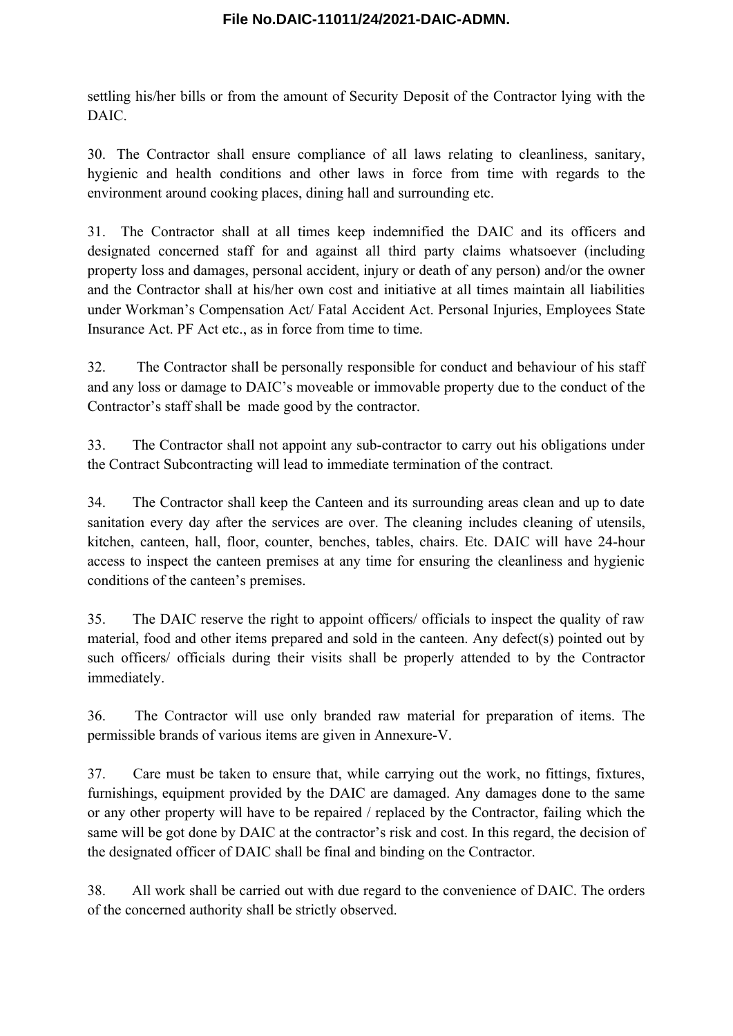settling his/her bills or from the amount of Security Deposit of the Contractor lying with the DAIC.

30. The Contractor shall ensure compliance of all laws relating to cleanliness, sanitary, hygienic and health conditions and other laws in force from time with regards to the environment around cooking places, dining hall and surrounding etc.

31. The Contractor shall at all times keep indemnified the DAIC and its officers and designated concerned staff for and against all third party claims whatsoever (including property loss and damages, personal accident, injury or death of any person) and/or the owner and the Contractor shall at his/her own cost and initiative at all times maintain all liabilities under Workman's Compensation Act/ Fatal Accident Act. Personal Injuries, Employees State Insurance Act. PF Act etc., as in force from time to time.

32. The Contractor shall be personally responsible for conduct and behaviour of his staff and any loss or damage to DAIC's moveable or immovable property due to the conduct of the Contractor's staff shall be made good by the contractor.

33. The Contractor shall not appoint any sub-contractor to carry out his obligations under the Contract Subcontracting will lead to immediate termination of the contract.

34. The Contractor shall keep the Canteen and its surrounding areas clean and up to date sanitation every day after the services are over. The cleaning includes cleaning of utensils, kitchen, canteen, hall, floor, counter, benches, tables, chairs. Etc. DAIC will have 24-hour access to inspect the canteen premises at any time for ensuring the cleanliness and hygienic conditions of the canteen's premises.

35. The DAIC reserve the right to appoint officers/ officials to inspect the quality of raw material, food and other items prepared and sold in the canteen. Any defect(s) pointed out by such officers/ officials during their visits shall be properly attended to by the Contractor immediately.

36. The Contractor will use only branded raw material for preparation of items. The permissible brands of various items are given in Annexure-V.

37. Care must be taken to ensure that, while carrying out the work, no fittings, fixtures, furnishings, equipment provided by the DAIC are damaged. Any damages done to the same or any other property will have to be repaired / replaced by the Contractor, failing which the same will be got done by DAIC at the contractor's risk and cost. In this regard, the decision of the designated officer of DAIC shall be final and binding on the Contractor.

38. All work shall be carried out with due regard to the convenience of DAIC. The orders of the concerned authority shall be strictly observed.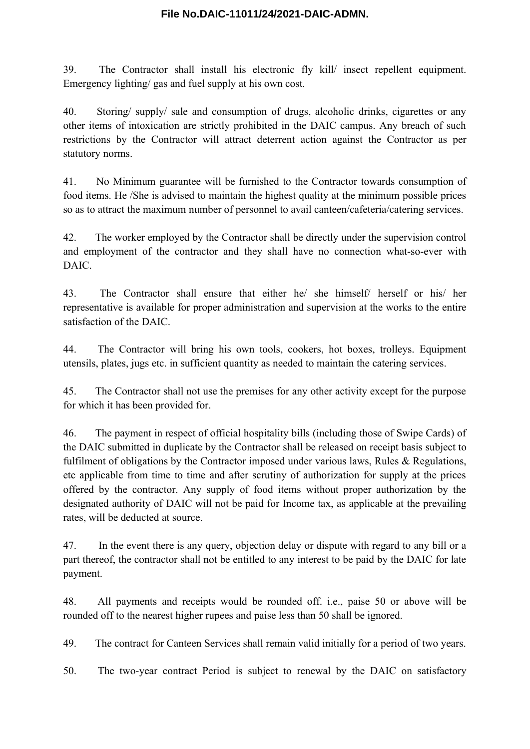39. The Contractor shall install his electronic fly kill/ insect repellent equipment. Emergency lighting/ gas and fuel supply at his own cost.

40. Storing/ supply/ sale and consumption of drugs, alcoholic drinks, cigarettes or any other items of intoxication are strictly prohibited in the DAIC campus. Any breach of such restrictions by the Contractor will attract deterrent action against the Contractor as per statutory norms.

41. No Minimum guarantee will be furnished to the Contractor towards consumption of food items. He /She is advised to maintain the highest quality at the minimum possible prices so as to attract the maximum number of personnel to avail canteen/cafeteria/catering services.

42. The worker employed by the Contractor shall be directly under the supervision control and employment of the contractor and they shall have no connection what-so-ever with DAIC.

43. The Contractor shall ensure that either he/ she himself/ herself or his/ her representative is available for proper administration and supervision at the works to the entire satisfaction of the DAIC.

44. The Contractor will bring his own tools, cookers, hot boxes, trolleys. Equipment utensils, plates, jugs etc. in sufficient quantity as needed to maintain the catering services.

45. The Contractor shall not use the premises for any other activity except for the purpose for which it has been provided for.

46. The payment in respect of official hospitality bills (including those of Swipe Cards) of the DAIC submitted in duplicate by the Contractor shall be released on receipt basis subject to fulfilment of obligations by the Contractor imposed under various laws, Rules & Regulations, etc applicable from time to time and after scrutiny of authorization for supply at the prices offered by the contractor. Any supply of food items without proper authorization by the designated authority of DAIC will not be paid for Income tax, as applicable at the prevailing rates, will be deducted at source.

47. In the event there is any query, objection delay or dispute with regard to any bill or a part thereof, the contractor shall not be entitled to any interest to be paid by the DAIC for late payment.

48. All payments and receipts would be rounded off. i.e., paise 50 or above will be rounded off to the nearest higher rupees and paise less than 50 shall be ignored.

49. The contract for Canteen Services shall remain valid initially for a period of two years.

50. The two-year contract Period is subject to renewal by the DAIC on satisfactory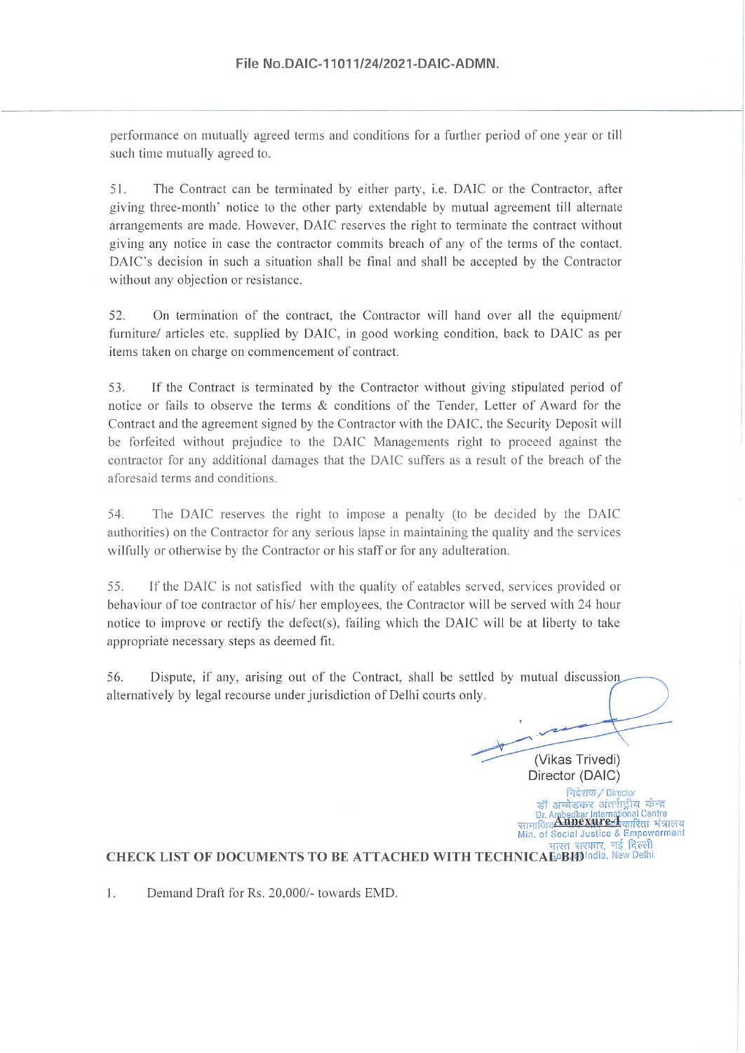performance on mutually agreed terms and conditions for a further period of one year or till such time mutually agreed to.

51. The Contract can be terminated by either party, i.e. DAIC or the Contractor, after giving three-month' notice to the other party extendable by mutual agreement till alternate arrangements are made. However, DAIC reserves the right to terminate the contract without giving any notice in case the contractor commits breach of any of the terms of the contact. DAIC's decision in such a situation shall be final and shall be accepted by the Contractor without any objection or resistance.

52. On termination of the contract, the Contractor will hand over all the equipment/ furniture/ articles etc. supplied by DAIC, in good working condition, back to DAIC as per items taken on charge on commencement of contract.

53. If the Contract is terminated by the Contractor without giving stipulated period of notice or fails to observe the terms & conditions of the Tender, Letter of Award for the Contract and the agreement signed by the Contractor with the DAIC, the Security Deposit will be forfeited without prejudice to the DAIC Managements right to proceed against the contractor for any additional damages that the DAIC suffers as a result of the breach of the aforesaid terms and conditions.

54. The DAIC reserves the right to impose a penalty (to be decided by the DAIC authorities) on the Contractor for any serious lapse in maintaining the quality and the services wilfully or otherwise by the Contractor or his staff or for any adulteration.

55. If the DAIC is not satisfied with the quality of eatables served, services provided or behaviour of toe contractor of his/ her employees, the Contractor will be served with 24 hour notice to improve or rectify the defect(s), failing which the DAIC will be at liberty to take appropriate necessary steps as deemed fit.

56. Dispute, if any, arising out of the Contract, shall be settled by mutual discussion alternatively by legal recourse under jurisdiction of Delhi courts only.

(Vikas Trivedi)
Director (DAIC)

निदेशक / Director
डॉ अम्बेडकर अंतर्राष्ट्रीय केन्द्र
Dr. Ambedkar International Centre
सामाजिक न्याय और अधिकारिता मंत्रालय
Min. of Social Justice & Empowerment
भारत सरकार, नई दिल्ली
Govt. of India, New Delhi

**Annexure-I**

**CHECK LIST OF DOCUMENTS TO BE ATTACHED WITH TECHNICAL BID**

1. Demand Draft for Rs. 20,000/- towards EMD.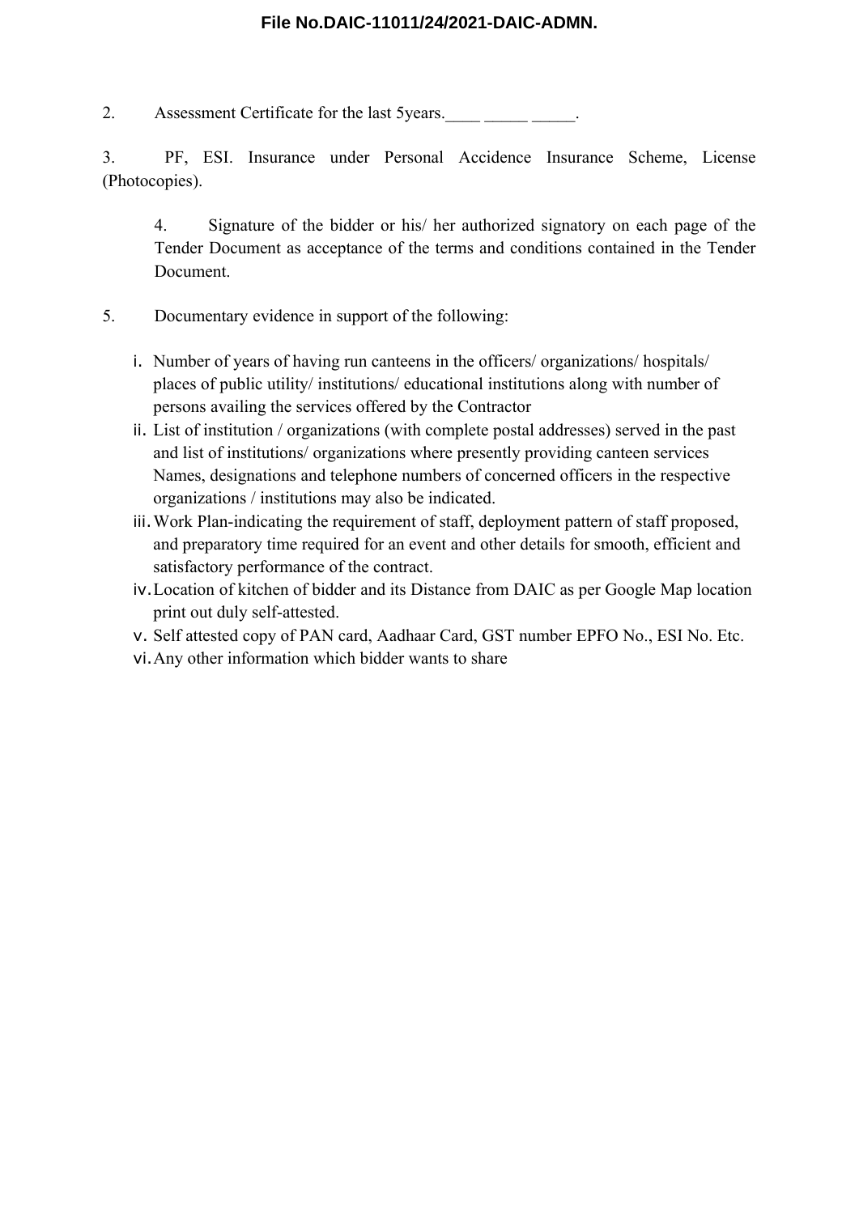2. Assessment Certificate for the last 5years.____ _____ _____.

3. PF, ESI. Insurance under Personal Accidence Insurance Scheme, License (Photocopies).

4. Signature of the bidder or his/ her authorized signatory on each page of the Tender Document as acceptance of the terms and conditions contained in the Tender Document.

5. Documentary evidence in support of the following:

   i. Number of years of having run canteens in the officers/ organizations/ hospitals/ places of public utility/ institutions/ educational institutions along with number of persons availing the services offered by the Contractor
   ii. List of institution / organizations (with complete postal addresses) served in the past and list of institutions/ organizations where presently providing canteen services Names, designations and telephone numbers of concerned officers in the respective organizations / institutions may also be indicated.
   iii. Work Plan-indicating the requirement of staff, deployment pattern of staff proposed, and preparatory time required for an event and other details for smooth, efficient and satisfactory performance of the contract.
   iv. Location of kitchen of bidder and its Distance from DAIC as per Google Map location print out duly self-attested.
   v. Self attested copy of PAN card, Aadhaar Card, GST number EPFO No., ESI No. Etc.
   vi. Any other information which bidder wants to share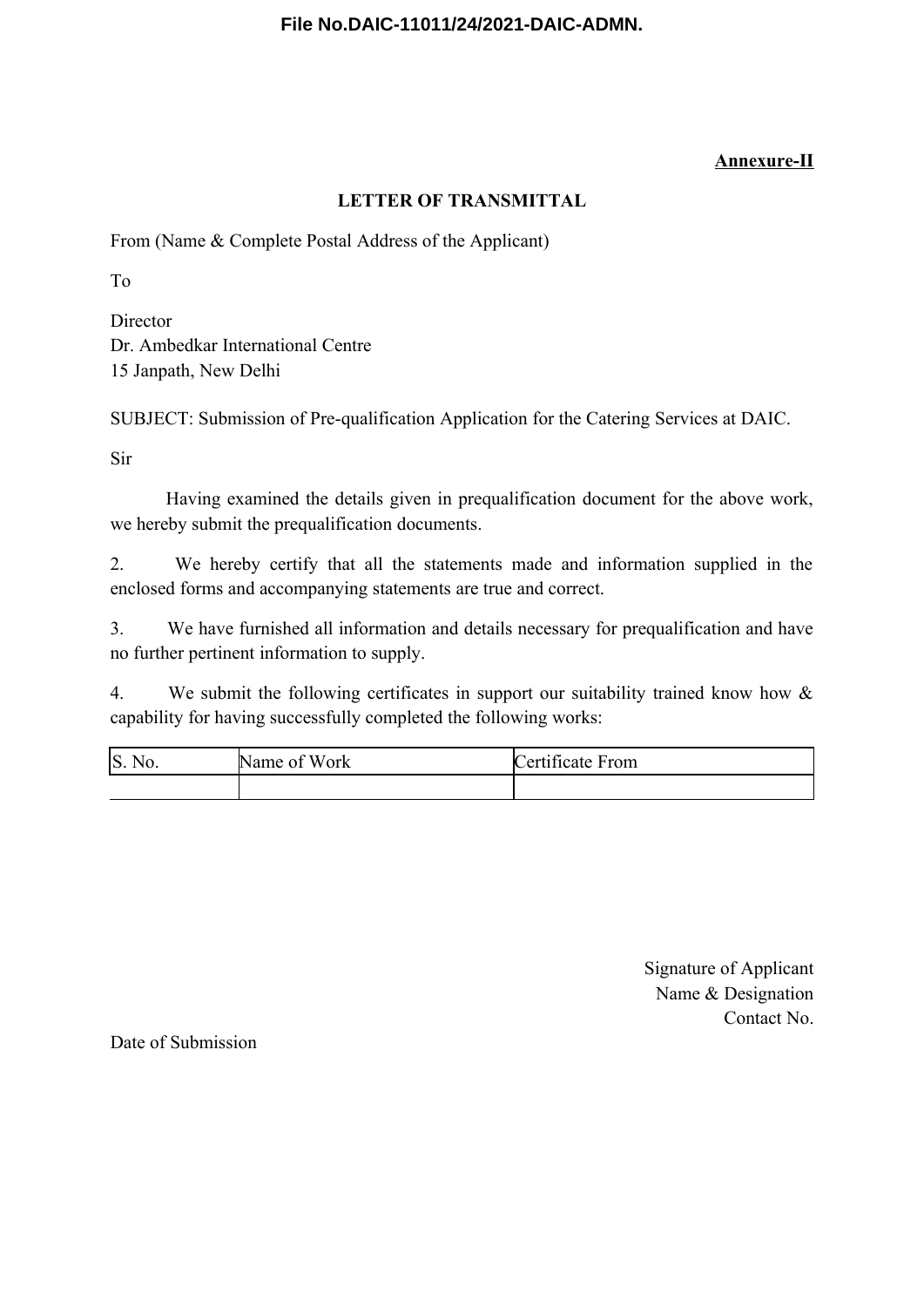**Annexure-II**

## LETTER OF TRANSMITTAL

From (Name & Complete Postal Address of the Applicant)

To

Director
Dr. Ambedkar International Centre
15 Janpath, New Delhi

SUBJECT: Submission of Pre-qualification Application for the Catering Services at DAIC.

Sir

Having examined the details given in prequalification document for the above work, we hereby submit the prequalification documents.

2. We hereby certify that all the statements made and information supplied in the enclosed forms and accompanying statements are true and correct.

3. We have furnished all information and details necessary for prequalification and have no further pertinent information to supply.

4. We submit the following certificates in support our suitability trained know how & capability for having successfully completed the following works:

| S. No. | Name of Work | Certificate From |
|---|---|---|
| | | |

Signature of Applicant
Name & Designation
Contact No.

Date of Submission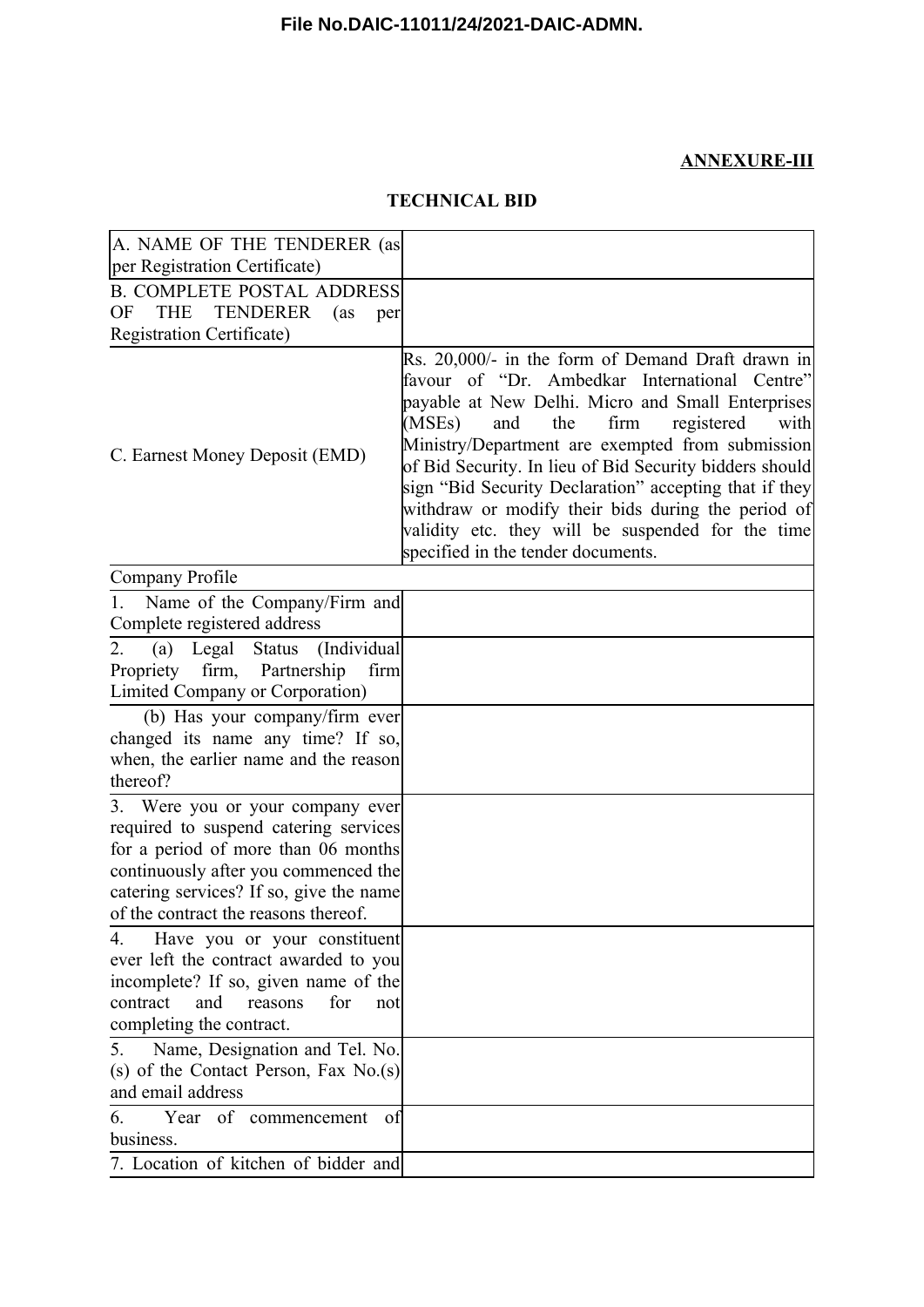**ANNEXURE-III**

**TECHNICAL BID**

| A. NAME OF THE TENDERER (as per Registration Certificate) | |
|---|---|
| B. COMPLETE POSTAL ADDRESS OF THE TENDERER (as per Registration Certificate) | |
| C. Earnest Money Deposit (EMD) | Rs. 20,000/- in the form of Demand Draft drawn in favour of "Dr. Ambedkar International Centre" payable at New Delhi. Micro and Small Enterprises (MSEs) and the firm registered with Ministry/Department are exempted from submission of Bid Security. In lieu of Bid Security bidders should sign "Bid Security Declaration" accepting that if they withdraw or modify their bids during the period of validity etc. they will be suspended for the time specified in the tender documents. |
| Company Profile | |
| 1. Name of the Company/Firm and Complete registered address | |
| 2. (a) Legal Status (Individual Propriety firm, Partnership firm Limited Company or Corporation) | |
| (b) Has your company/firm ever changed its name any time? If so, when, the earlier name and the reason thereof? | |
| 3. Were you or your company ever required to suspend catering services for a period of more than 06 months continuously after you commenced the catering services? If so, give the name of the contract the reasons thereof. | |
| 4. Have you or your constituent ever left the contract awarded to you incomplete? If so, given name of the contract and reasons for not completing the contract. | |
| 5. Name, Designation and Tel. No.(s) of the Contact Person, Fax No.(s) and email address | |
| 6. Year of commencement of business. | |
| 7. Location of kitchen of bidder and | |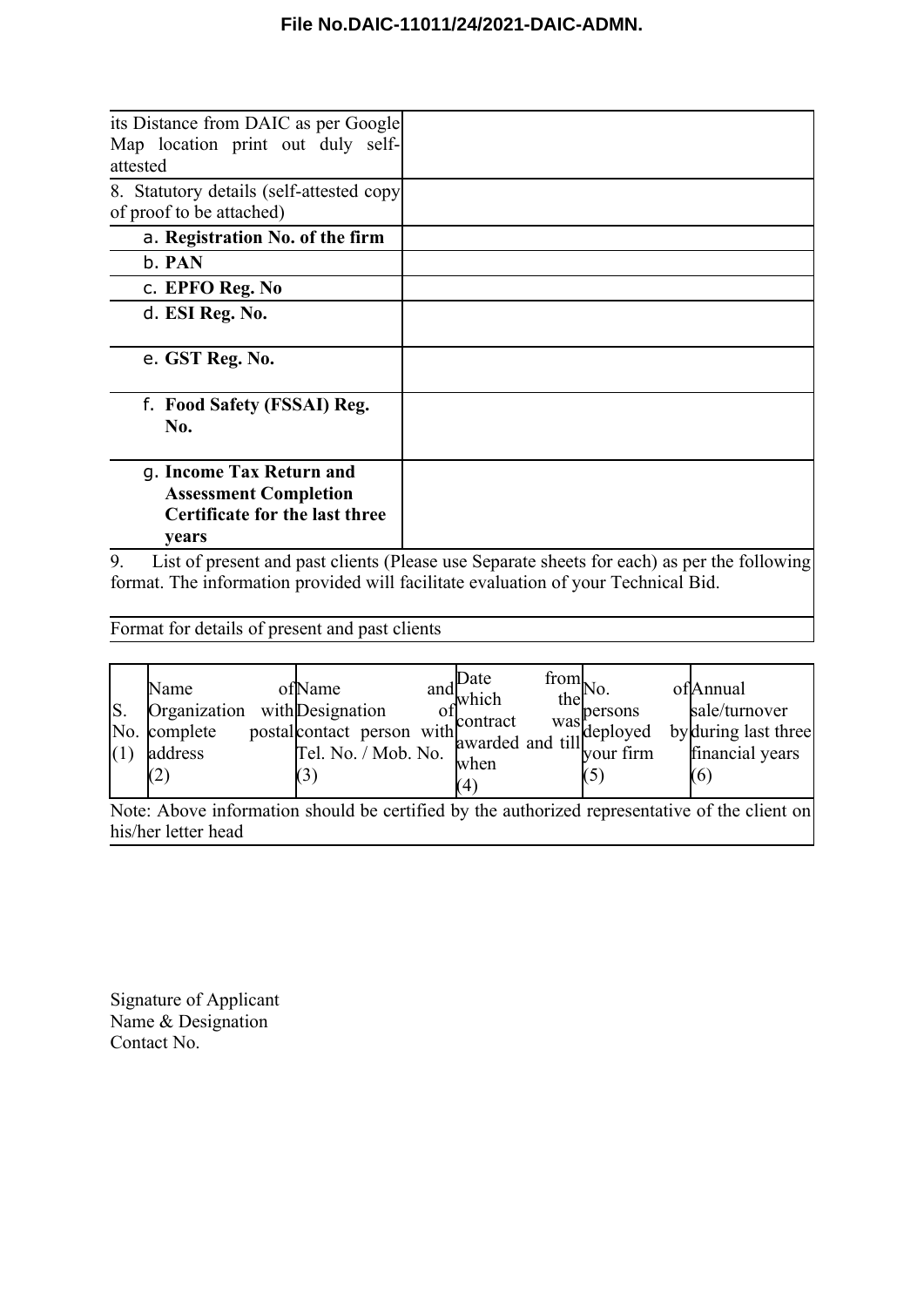| | |
|---|---|
| its Distance from DAIC as per Google Map location print out duly self-attested | |
| 8. Statutory details (self-attested copy of proof to be attached) | |
| a. **Registration No. of the firm** | |
| b. **PAN** | |
| c. **EPFO Reg. No** | |
| d. **ESI Reg. No.** | |
| e. **GST Reg. No.** | |
| f. **Food Safety (FSSAI) Reg. No.** | |
| g. **Income Tax Return and Assessment Completion Certificate for the last three years** | |

9. List of present and past clients (Please use Separate sheets for each) as per the following format. The information provided will facilitate evaluation of your Technical Bid.

Format for details of present and past clients

| S. No. (1) | Name of Organization with complete postal address (2) | Name and Designation of contact person with Tel. No. / Mob. No. (3) | Date from which the contract was awarded and till when (4) | No. of persons deployed by your firm (5) | Annual sale/turnover during last three financial years (6) |
|---|---|---|---|---|---|

Note: Above information should be certified by the authorized representative of the client on his/her letter head

Signature of Applicant
Name & Designation
Contact No.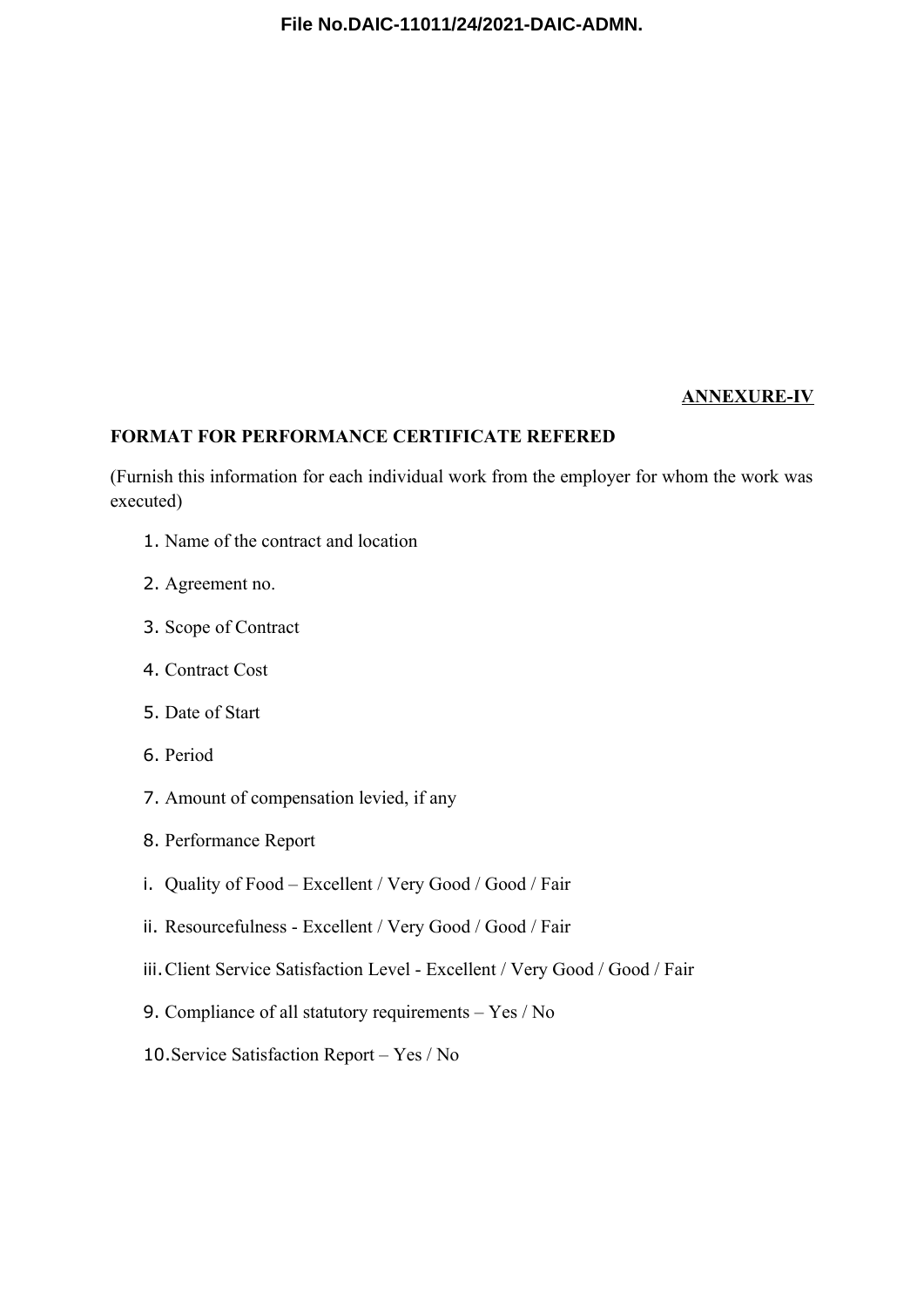**ANNEXURE-IV**

**FORMAT FOR PERFORMANCE CERTIFICATE REFERED**

(Furnish this information for each individual work from the employer for whom the work was executed)

1. Name of the contract and location
2. Agreement no.
3. Scope of Contract
4. Contract Cost
5. Date of Start
6. Period
7. Amount of compensation levied, if any
8. Performance Report

i. Quality of Food – Excellent / Very Good / Good / Fair

ii. Resourcefulness - Excellent / Very Good / Good / Fair

iii. Client Service Satisfaction Level - Excellent / Very Good / Good / Fair

9. Compliance of all statutory requirements – Yes / No
10. Service Satisfaction Report – Yes / No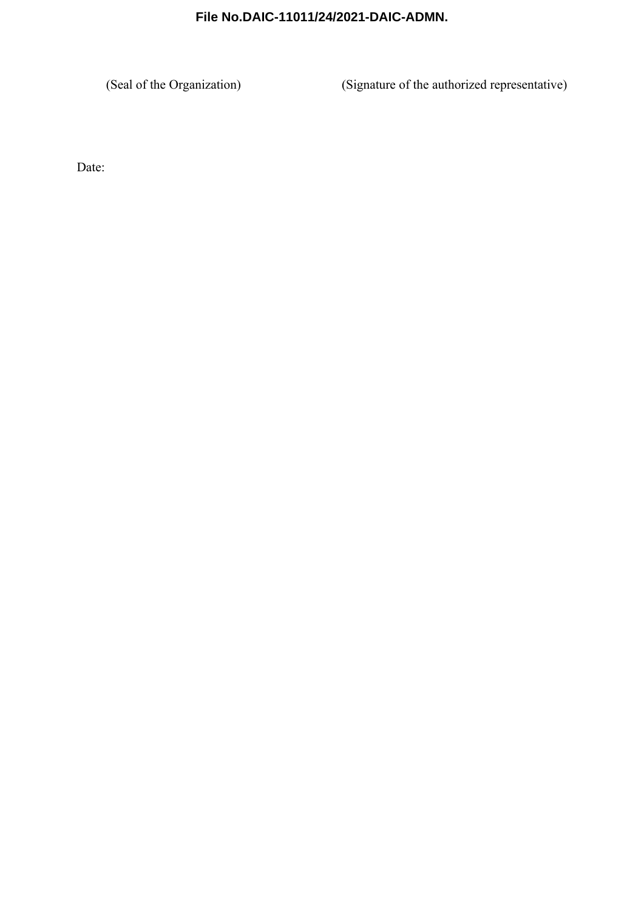(Seal of the Organization) (Signature of the authorized representative)

Date: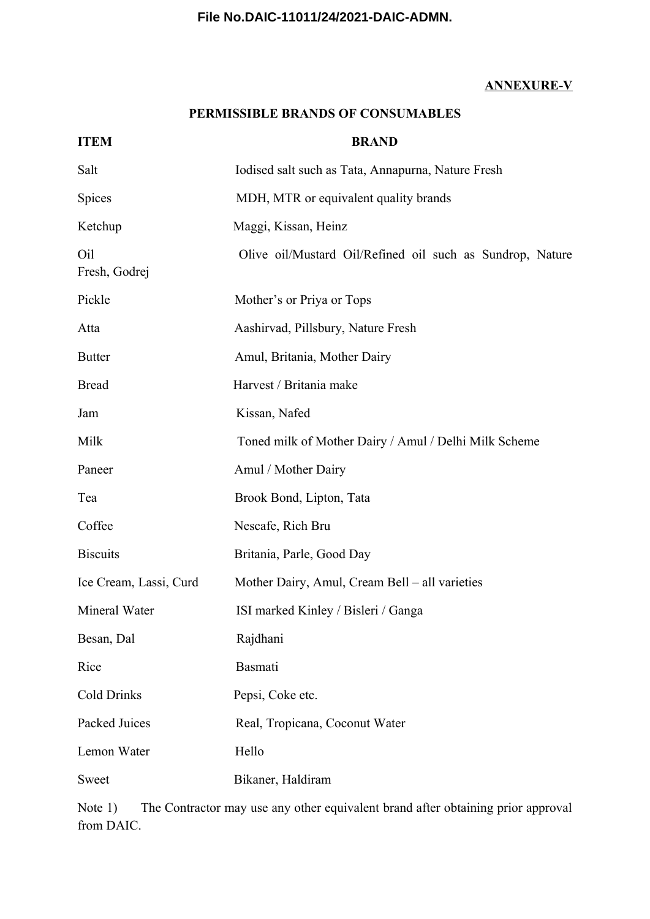File No.DAIC-11011/24/2021-DAIC-ADMN.

**ANNEXURE-V**

**PERMISSIBLE BRANDS OF CONSUMABLES**

| ITEM | BRAND |
|---|---|
| Salt | Iodised salt such as Tata, Annapurna, Nature Fresh |
| Spices | MDH, MTR or equivalent quality brands |
| Ketchup | Maggi, Kissan, Heinz |
| Oil | Olive oil/Mustard Oil/Refined oil such as Sundrop, Nature Fresh, Godrej |
| Pickle | Mother's or Priya or Tops |
| Atta | Aashirvad, Pillsbury, Nature Fresh |
| Butter | Amul, Britania, Mother Dairy |
| Bread | Harvest / Britania make |
| Jam | Kissan, Nafed |
| Milk | Toned milk of Mother Dairy / Amul / Delhi Milk Scheme |
| Paneer | Amul / Mother Dairy |
| Tea | Brook Bond, Lipton, Tata |
| Coffee | Nescafe, Rich Bru |
| Biscuits | Britania, Parle, Good Day |
| Ice Cream, Lassi, Curd | Mother Dairy, Amul, Cream Bell – all varieties |
| Mineral Water | ISI marked Kinley / Bisleri / Ganga |
| Besan, Dal | Rajdhani |
| Rice | Basmati |
| Cold Drinks | Pepsi, Coke etc. |
| Packed Juices | Real, Tropicana, Coconut Water |
| Lemon Water | Hello |
| Sweet | Bikaner, Haldiram |

Note 1) The Contractor may use any other equivalent brand after obtaining prior approval from DAIC.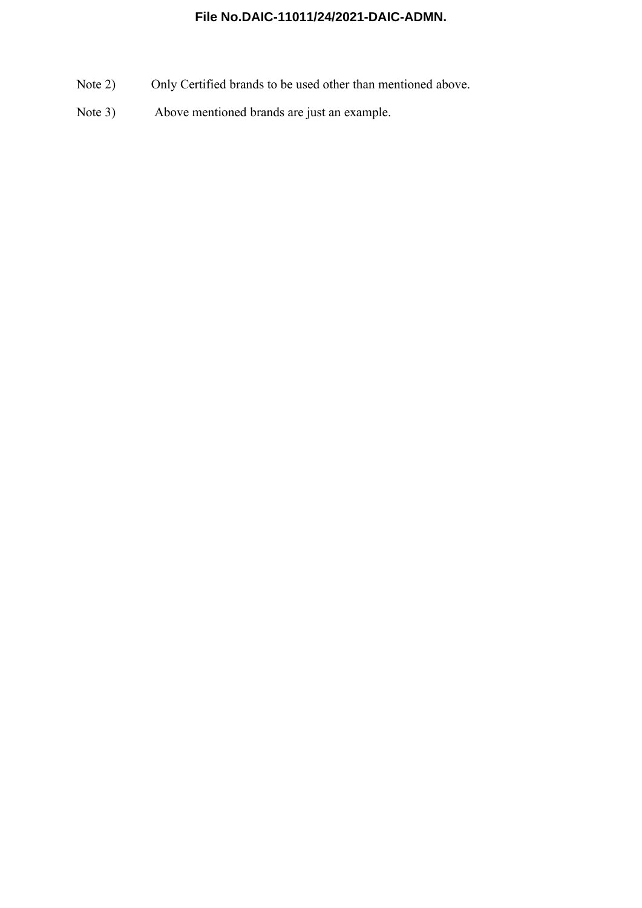Note 2) Only Certified brands to be used other than mentioned above.

Note 3) Above mentioned brands are just an example.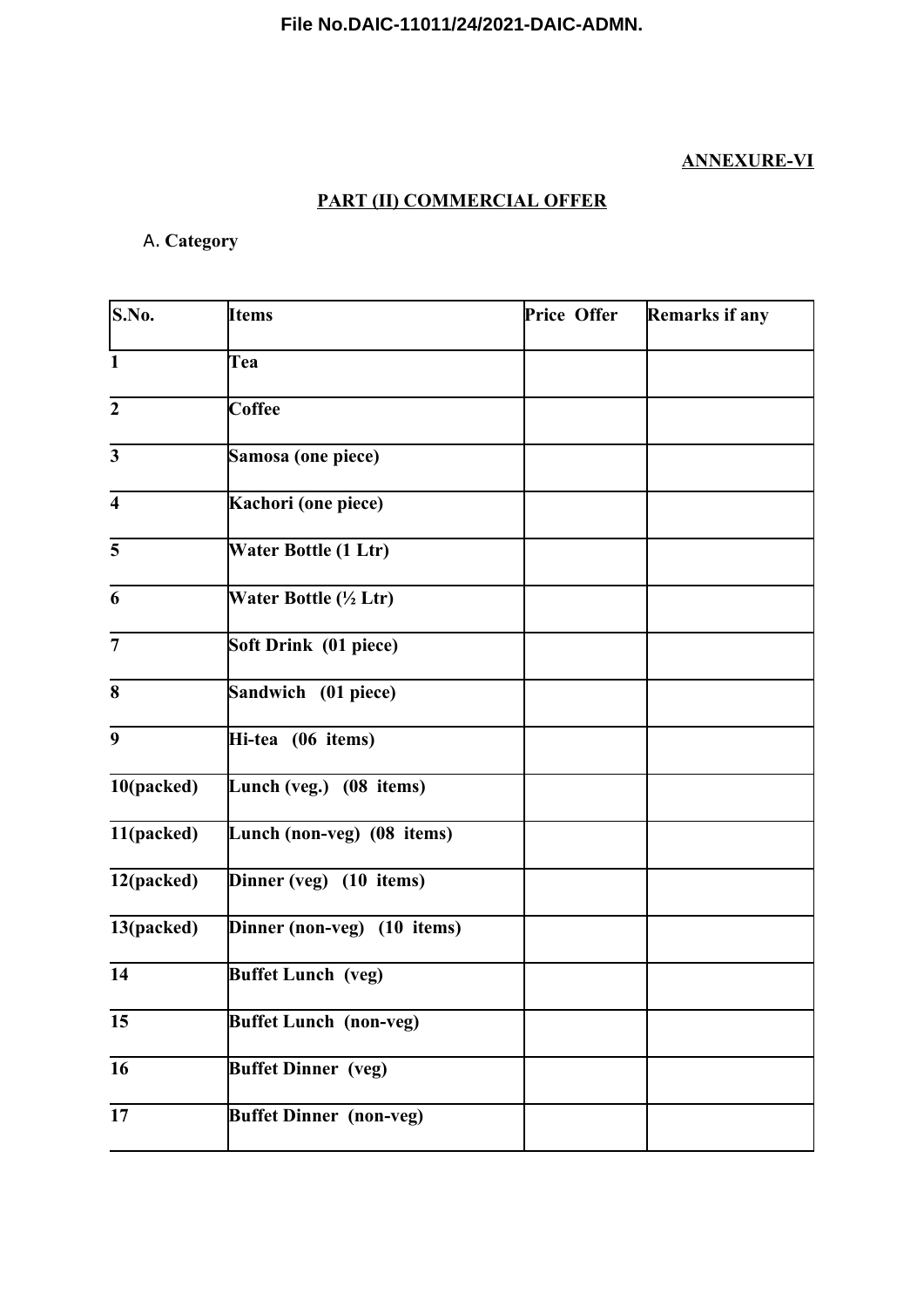**ANNEXURE-VI**

**PART (II) COMMERCIAL OFFER**

A. **Category**

| S.No. | Items | Price Offer | Remarks if any |
|---|---|---|---|
| 1 | Tea | | |
| 2 | Coffee | | |
| 3 | Samosa (one piece) | | |
| 4 | Kachori (one piece) | | |
| 5 | Water Bottle (1 Ltr) | | |
| 6 | Water Bottle (½ Ltr) | | |
| 7 | Soft Drink (01 piece) | | |
| 8 | Sandwich (01 piece) | | |
| 9 | Hi-tea (06 items) | | |
| 10(packed) | Lunch (veg.) (08 items) | | |
| 11(packed) | Lunch (non-veg) (08 items) | | |
| 12(packed) | Dinner (veg) (10 items) | | |
| 13(packed) | Dinner (non-veg) (10 items) | | |
| 14 | Buffet Lunch (veg) | | |
| 15 | Buffet Lunch (non-veg) | | |
| 16 | Buffet Dinner (veg) | | |
| 17 | Buffet Dinner (non-veg) | | |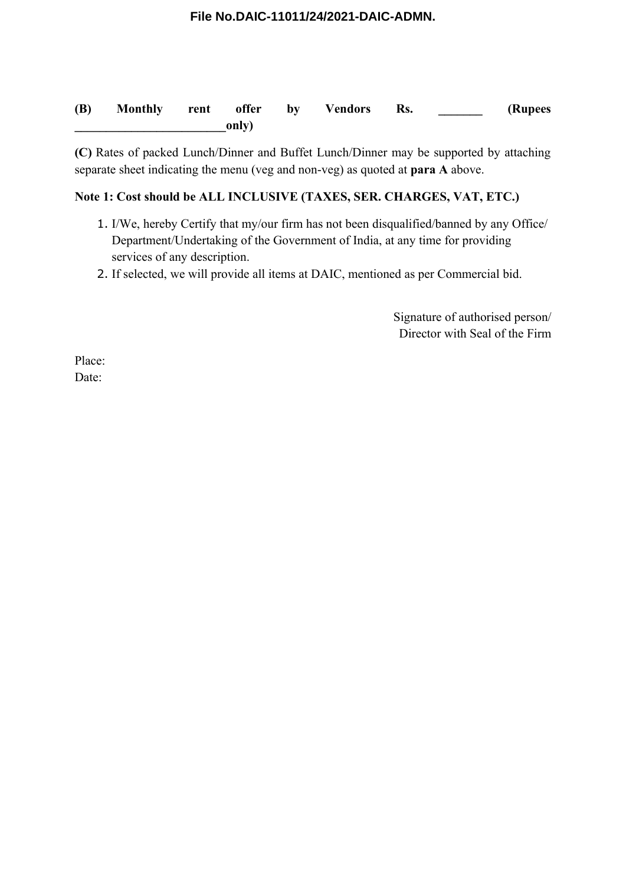**(B) Monthly rent offer by Vendors Rs. _______ (Rupees _______________________only)**

**(C)** Rates of packed Lunch/Dinner and Buffet Lunch/Dinner may be supported by attaching separate sheet indicating the menu (veg and non-veg) as quoted at **para A** above.

**Note 1: Cost should be ALL INCLUSIVE (TAXES, SER. CHARGES, VAT, ETC.)**

1. I/We, hereby Certify that my/our firm has not been disqualified/banned by any Office/ Department/Undertaking of the Government of India, at any time for providing services of any description.
2. If selected, we will provide all items at DAIC, mentioned as per Commercial bid.

Signature of authorised person/
Director with Seal of the Firm

Place:
Date: